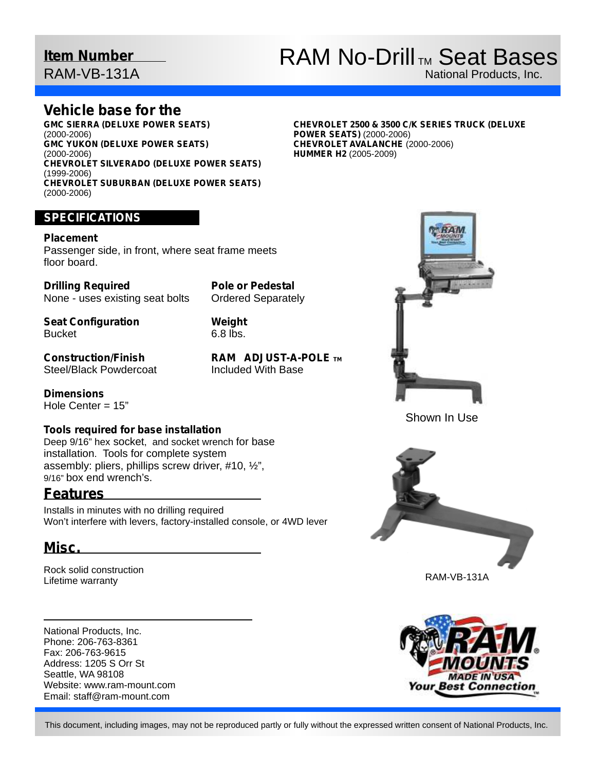**Item Number**
RAM-VB-131A

# RAM No-Drill™ Seat Bases

National Products, Inc.

## Vehicle base for the

**GMC SIERRA (DELUXE POWER SEATS)** (2000-2006)
**GMC YUKON (DELUXE POWER SEATS)** (2000-2006)
**CHEVROLET SILVERADO (DELUXE POWER SEATS)** (1999-2006)
**CHEVROLET SUBURBAN (DELUXE POWER SEATS)** (2000-2006)
**CHEVROLET 2500 & 3500 C/K SERIES TRUCK (DELUXE POWER SEATS)** (2000-2006)
**CHEVROLET AVALANCHE** (2000-2006)
**HUMMER H2** (2005-2009)

## SPECIFICATIONS

**Placement**
Passenger side, in front, where seat frame meets floor board.

**Drilling Required**
None - uses existing seat bolts

**Pole or Pedestal**
Ordered Separately

**Seat Configuration**
Bucket

**Weight**
6.8 lbs.

**Construction/Finish**
Steel/Black Powdercoat

**RAM ADJUST-A-POLE ™**
Included With Base

**Dimensions**
Hole Center = 15"

**Tools required for base installation**
Deep 9/16" hex socket, and socket wrench for base installation. Tools for complete system assembly: pliers, phillips screw driver, #10, ½", 9/16" box end wrench's.

Shown In Use

## Features

Installs in minutes with no drilling required
Won't interfere with levers, factory-installed console, or 4WD lever

RAM-VB-131A

## Misc.

Rock solid construction
Lifetime warranty

National Products, Inc.
Phone: 206-763-8361
Fax: 206-763-9615
Address: 1205 S Orr St
Seattle, WA 98108
Website: www.ram-mount.com
Email: staff@ram-mount.com

This document, including images, may not be reproduced partly or fully without the expressed written consent of National Products, Inc.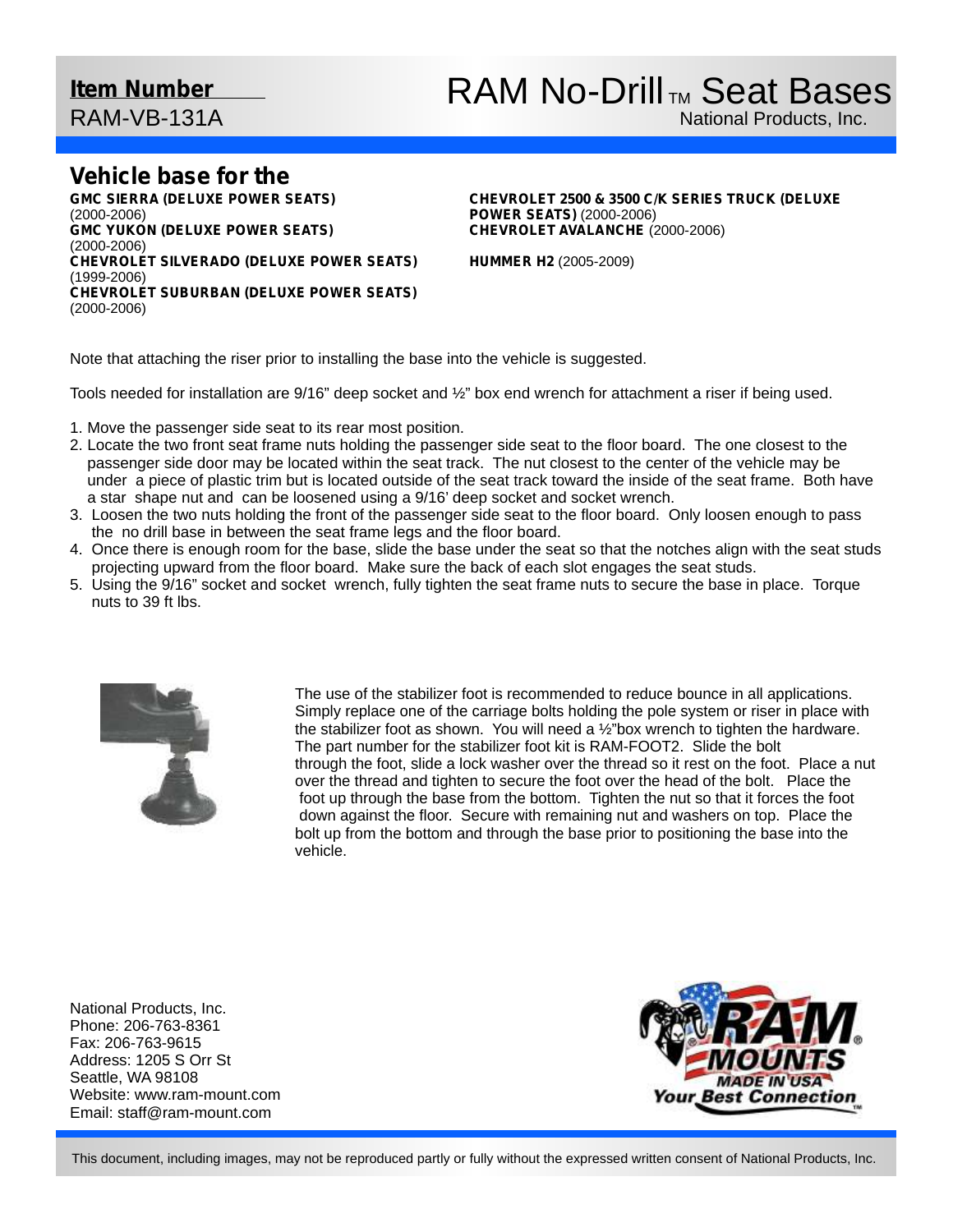**Item Number**
RAM-VB-131A

# RAM No-Drill™ Seat Bases

National Products, Inc.

## Vehicle base for the

**GMC SIERRA (DELUXE POWER SEATS)** (2000-2006)
**GMC YUKON (DELUXE POWER SEATS)** (2000-2006)
**CHEVROLET SILVERADO (DELUXE POWER SEATS)** (1999-2006)
**CHEVROLET SUBURBAN (DELUXE POWER SEATS)** (2000-2006)
**CHEVROLET 2500 & 3500 C/K SERIES TRUCK (DELUXE POWER SEATS)** (2000-2006)
**CHEVROLET AVALANCHE** (2000-2006)
**HUMMER H2** (2005-2009)

Note that attaching the riser prior to installing the base into the vehicle is suggested.

Tools needed for installation are 9/16" deep socket and ½" box end wrench for attachment a riser if being used.

1. Move the passenger side seat to its rear most position.
2. Locate the two front seat frame nuts holding the passenger side seat to the floor board. The one closest to the passenger side door may be located within the seat track. The nut closest to the center of the vehicle may be under a piece of plastic trim but is located outside of the seat track toward the inside of the seat frame. Both have a star shape nut and can be loosened using a 9/16' deep socket and socket wrench.
3. Loosen the two nuts holding the front of the passenger side seat to the floor board. Only loosen enough to pass the no drill base in between the seat frame legs and the floor board.
4. Once there is enough room for the base, slide the base under the seat so that the notches align with the seat studs projecting upward from the floor board. Make sure the back of each slot engages the seat studs.
5. Using the 9/16" socket and socket wrench, fully tighten the seat frame nuts to secure the base in place. Torque nuts to 39 ft lbs.

The use of the stabilizer foot is recommended to reduce bounce in all applications. Simply replace one of the carriage bolts holding the pole system or riser in place with the stabilizer foot as shown. You will need a ½"box wrench to tighten the hardware. The part number for the stabilizer foot kit is RAM-FOOT2. Slide the bolt through the foot, slide a lock washer over the thread so it rest on the foot. Place a nut over the thread and tighten to secure the foot over the head of the bolt. Place the foot up through the base from the bottom. Tighten the nut so that it forces the foot down against the floor. Secure with remaining nut and washers on top. Place the bolt up from the bottom and through the base prior to positioning the base into the vehicle.

National Products, Inc.
Phone: 206-763-8361
Fax: 206-763-9615
Address: 1205 S Orr St
Seattle, WA 98108
Website: www.ram-mount.com
Email: staff@ram-mount.com

RAM MOUNTS® MADE IN USA — Your Best Connection™

This document, including images, may not be reproduced partly or fully without the expressed written consent of National Products, Inc.